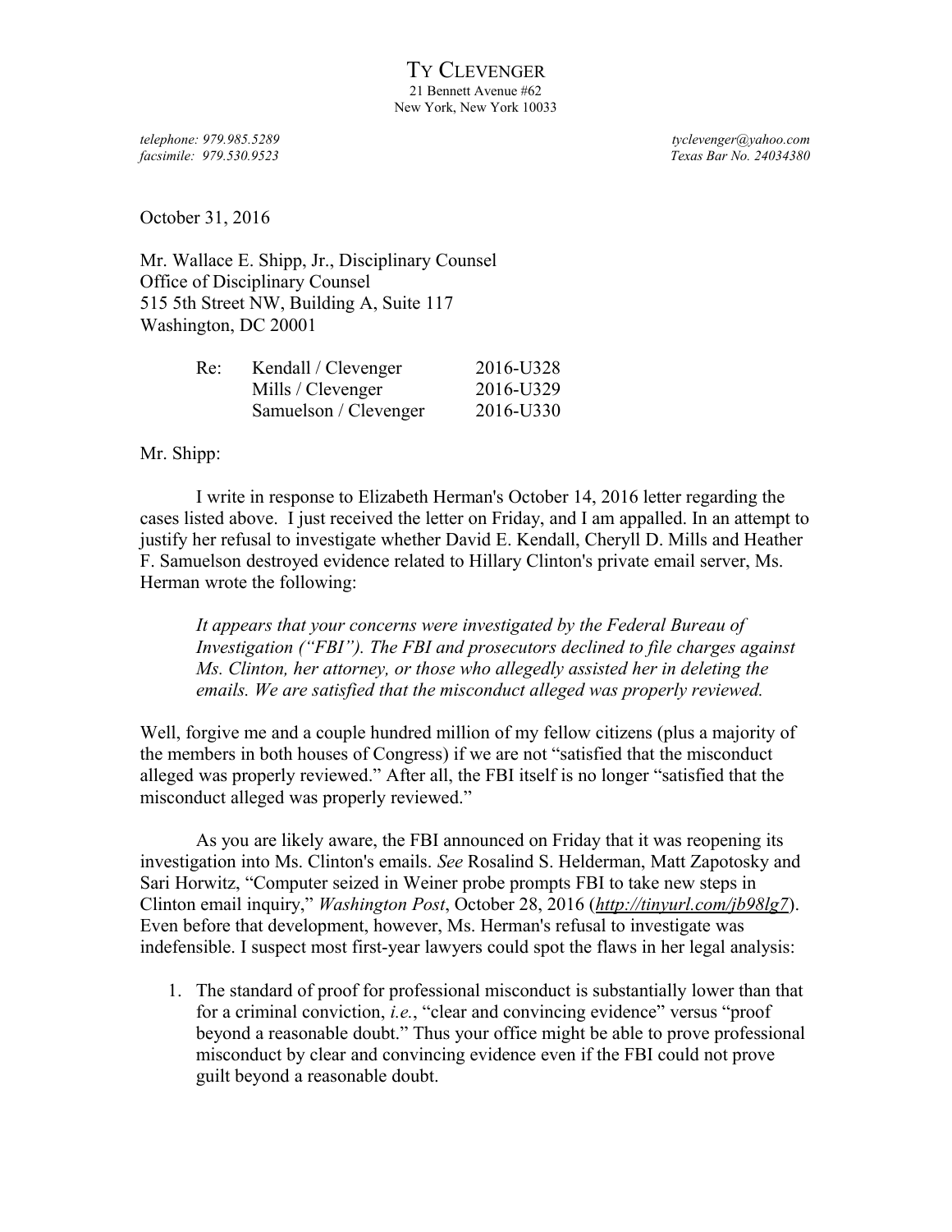# TY CLEVENGER

21 Bennett Avenue #62
New York, New York 10033

*telephone: 979.985.5289* | *tyclevenger@yahoo.com*
*facsimile: 979.530.9523* | *Texas Bar No. 24034380*

October 31, 2016

Mr. Wallace E. Shipp, Jr., Disciplinary Counsel
Office of Disciplinary Counsel
515 5th Street NW, Building A, Suite 117
Washington, DC 20001

Re: Kendall / Clevenger 2016-U328
Mills / Clevenger 2016-U329
Samuelson / Clevenger 2016-U330

Mr. Shipp:

I write in response to Elizabeth Herman's October 14, 2016 letter regarding the cases listed above. I just received the letter on Friday, and I am appalled. In an attempt to justify her refusal to investigate whether David E. Kendall, Cheryll D. Mills and Heather F. Samuelson destroyed evidence related to Hillary Clinton's private email server, Ms. Herman wrote the following:

> *It appears that your concerns were investigated by the Federal Bureau of Investigation ("FBI"). The FBI and prosecutors declined to file charges against Ms. Clinton, her attorney, or those who allegedly assisted her in deleting the emails. We are satisfied that the misconduct alleged was properly reviewed.*

Well, forgive me and a couple hundred million of my fellow citizens (plus a majority of the members in both houses of Congress) if we are not "satisfied that the misconduct alleged was properly reviewed." After all, the FBI itself is no longer "satisfied that the misconduct alleged was properly reviewed."

As you are likely aware, the FBI announced on Friday that it was reopening its investigation into Ms. Clinton's emails. *See* Rosalind S. Helderman, Matt Zapotosky and Sari Horwitz, "Computer seized in Weiner probe prompts FBI to take new steps in Clinton email inquiry," *Washington Post*, October 28, 2016 (***http://tinyurl.com/jb98lg7***). Even before that development, however, Ms. Herman's refusal to investigate was indefensible. I suspect most first-year lawyers could spot the flaws in her legal analysis:

1. The standard of proof for professional misconduct is substantially lower than that for a criminal conviction, *i.e.*, "clear and convincing evidence" versus "proof beyond a reasonable doubt." Thus your office might be able to prove professional misconduct by clear and convincing evidence even if the FBI could not prove guilt beyond a reasonable doubt.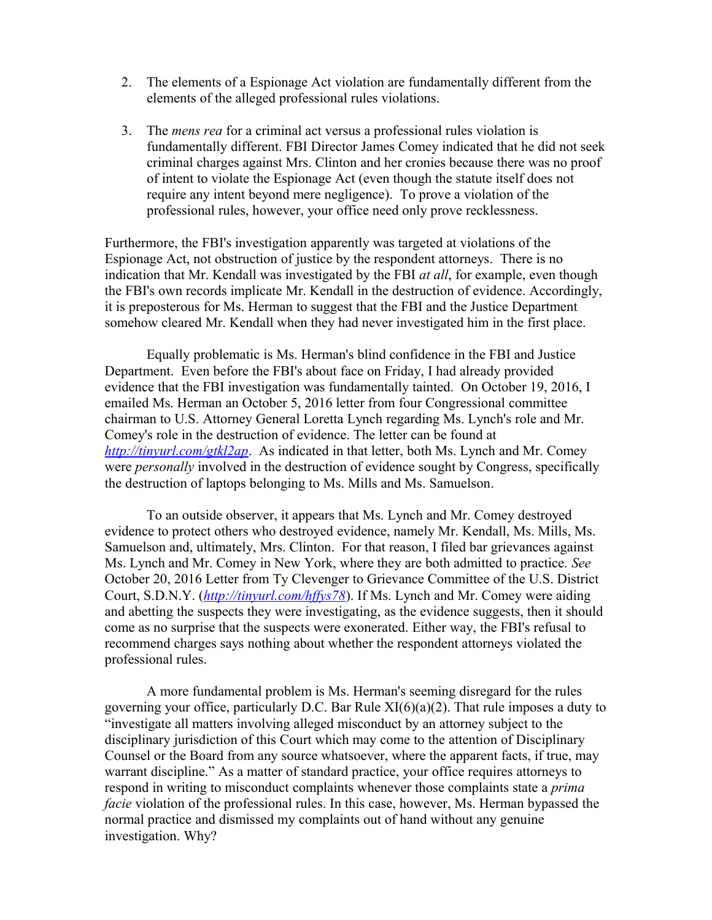2. The elements of a Espionage Act violation are fundamentally different from the elements of the alleged professional rules violations.

3. The *mens rea* for a criminal act versus a professional rules violation is fundamentally different. FBI Director James Comey indicated that he did not seek criminal charges against Mrs. Clinton and her cronies because there was no proof of intent to violate the Espionage Act (even though the statute itself does not require any intent beyond mere negligence). To prove a violation of the professional rules, however, your office need only prove recklessness.

Furthermore, the FBI's investigation apparently was targeted at violations of the Espionage Act, not obstruction of justice by the respondent attorneys. There is no indication that Mr. Kendall was investigated by the FBI *at all*, for example, even though the FBI's own records implicate Mr. Kendall in the destruction of evidence. Accordingly, it is preposterous for Ms. Herman to suggest that the FBI and the Justice Department somehow cleared Mr. Kendall when they had never investigated him in the first place.

Equally problematic is Ms. Herman's blind confidence in the FBI and Justice Department. Even before the FBI's about face on Friday, I had already provided evidence that the FBI investigation was fundamentally tainted. On October 19, 2016, I emailed Ms. Herman an October 5, 2016 letter from four Congressional committee chairman to U.S. Attorney General Loretta Lynch regarding Ms. Lynch's role and Mr. Comey's role in the destruction of evidence. The letter can be found at *http://tinyurl.com/gtkl2ap*. As indicated in that letter, both Ms. Lynch and Mr. Comey were *personally* involved in the destruction of evidence sought by Congress, specifically the destruction of laptops belonging to Ms. Mills and Ms. Samuelson.

To an outside observer, it appears that Ms. Lynch and Mr. Comey destroyed evidence to protect others who destroyed evidence, namely Mr. Kendall, Ms. Mills, Ms. Samuelson and, ultimately, Mrs. Clinton. For that reason, I filed bar grievances against Ms. Lynch and Mr. Comey in New York, where they are both admitted to practice. *See* October 20, 2016 Letter from Ty Clevenger to Grievance Committee of the U.S. District Court, S.D.N.Y. (*http://tinyurl.com/hffys78*). If Ms. Lynch and Mr. Comey were aiding and abetting the suspects they were investigating, as the evidence suggests, then it should come as no surprise that the suspects were exonerated. Either way, the FBI's refusal to recommend charges says nothing about whether the respondent attorneys violated the professional rules.

A more fundamental problem is Ms. Herman's seeming disregard for the rules governing your office, particularly D.C. Bar Rule XI(6)(a)(2). That rule imposes a duty to "investigate all matters involving alleged misconduct by an attorney subject to the disciplinary jurisdiction of this Court which may come to the attention of Disciplinary Counsel or the Board from any source whatsoever, where the apparent facts, if true, may warrant discipline." As a matter of standard practice, your office requires attorneys to respond in writing to misconduct complaints whenever those complaints state a *prima facie* violation of the professional rules. In this case, however, Ms. Herman bypassed the normal practice and dismissed my complaints out of hand without any genuine investigation. Why?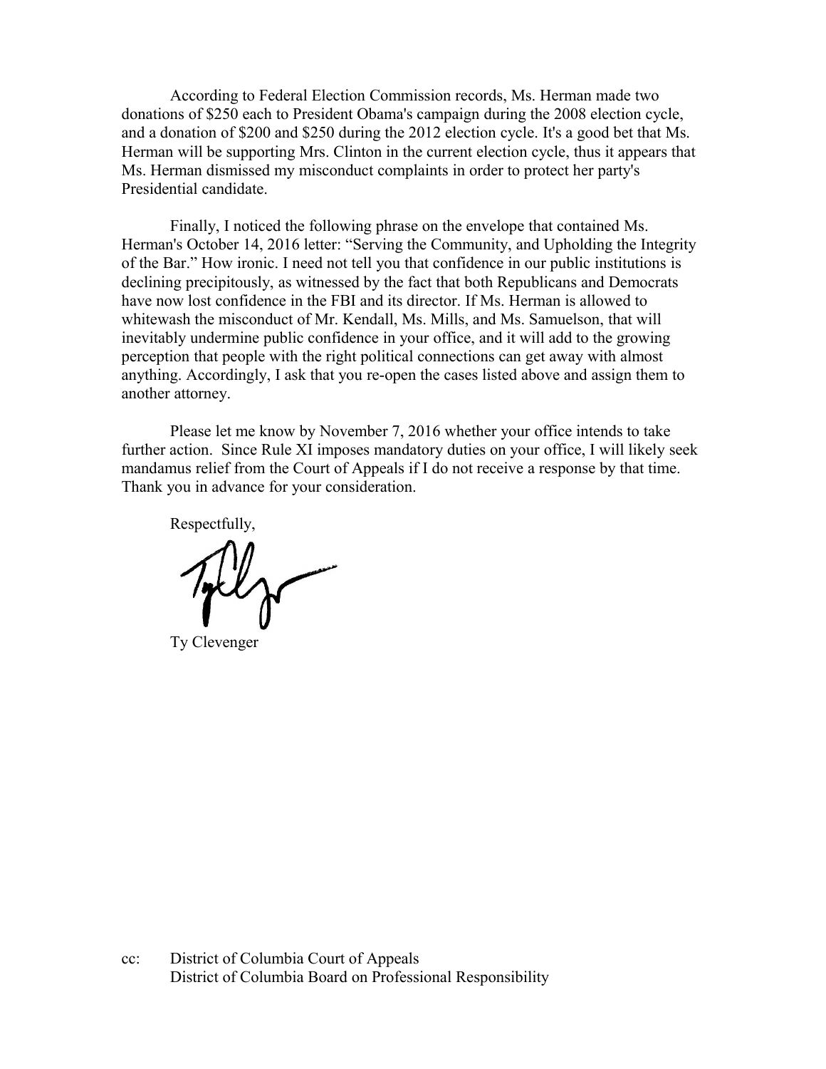According to Federal Election Commission records, Ms. Herman made two donations of $250 each to President Obama's campaign during the 2008 election cycle, and a donation of $200 and $250 during the 2012 election cycle. It's a good bet that Ms. Herman will be supporting Mrs. Clinton in the current election cycle, thus it appears that Ms. Herman dismissed my misconduct complaints in order to protect her party's Presidential candidate.

Finally, I noticed the following phrase on the envelope that contained Ms. Herman's October 14, 2016 letter: "Serving the Community, and Upholding the Integrity of the Bar." How ironic. I need not tell you that confidence in our public institutions is declining precipitously, as witnessed by the fact that both Republicans and Democrats have now lost confidence in the FBI and its director. If Ms. Herman is allowed to whitewash the misconduct of Mr. Kendall, Ms. Mills, and Ms. Samuelson, that will inevitably undermine public confidence in your office, and it will add to the growing perception that people with the right political connections can get away with almost anything. Accordingly, I ask that you re-open the cases listed above and assign them to another attorney.

Please let me know by November 7, 2016 whether your office intends to take further action. Since Rule XI imposes mandatory duties on your office, I will likely seek mandamus relief from the Court of Appeals if I do not receive a response by that time. Thank you in advance for your consideration.

Respectfully,

Ty Clevenger

cc: District of Columbia Court of Appeals
District of Columbia Board on Professional Responsibility